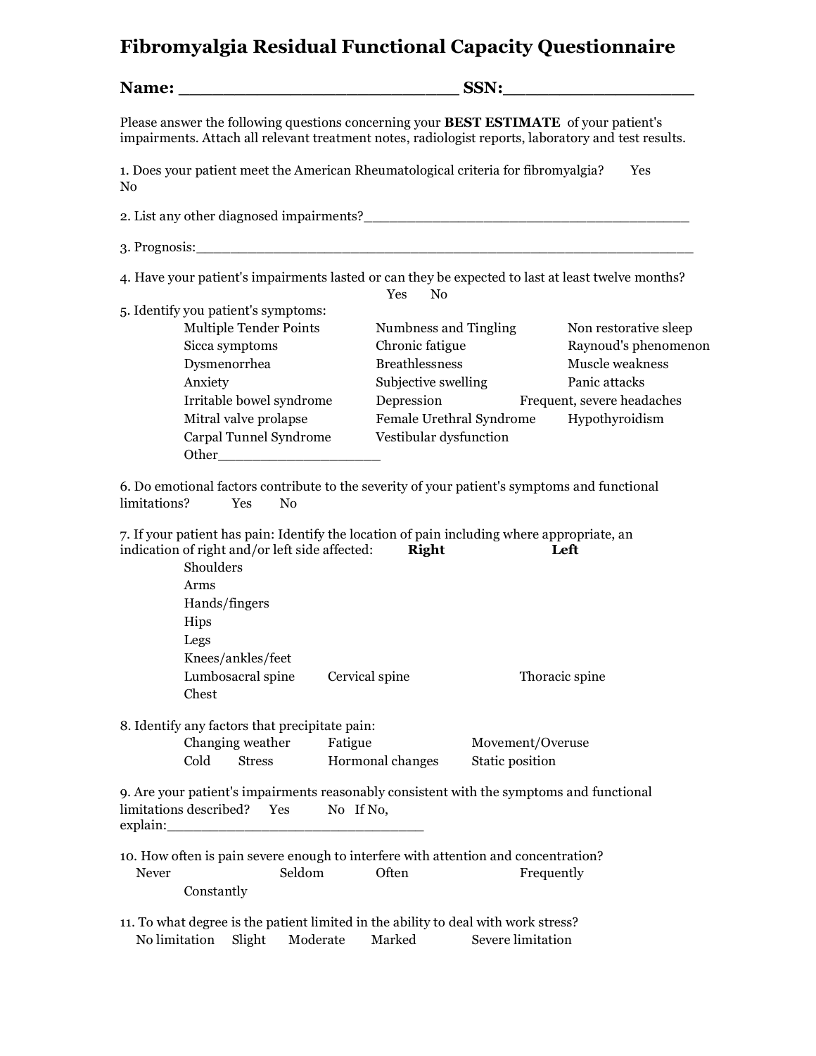# Fibromyalgia Residual Functional Capacity Questionnaire

**Name:** ___________________________ **SSN:**___________________

Please answer the following questions concerning your **BEST ESTIMATE** of your patient's impairments. Attach all relevant treatment notes, radiologist reports, laboratory and test results.

1. Does your patient meet the American Rheumatological criteria for fibromyalgia? Yes No

2. List any other diagnosed impairments?________________________________________

3. Prognosis:______________________________________________________________

4. Have your patient's impairments lasted or can they be expected to last at least twelve months?
 Yes No

5. Identify you patient's symptoms:

| | | |
|---|---|---|
| Multiple Tender Points | Numbness and Tingling | Non restorative sleep |
| Sicca symptoms | Chronic fatigue | Raynoud's phenomenon |
| Dysmenorrhea | Breathlessness | Muscle weakness |
| Anxiety | Subjective swelling | Panic attacks |
| Irritable bowel syndrome | Depression | Frequent, severe headaches |
| Mitral valve prolapse | Female Urethral Syndrome | Hypothyroidism |
| Carpal Tunnel Syndrome | Vestibular dysfunction | |

Other____________________

6. Do emotional factors contribute to the severity of your patient's symptoms and functional limitations? Yes No

7. If your patient has pain: Identify the location of pain including where appropriate, an indication of right and/or left side affected:

| | **Right** | **Left** |
|---|---|---|
| Shoulders | | |
| Arms | | |
| Hands/fingers | | |
| Hips | | |
| Legs | | |
| Knees/ankles/feet | | |

Lumbosacral spine Cervical spine Thoracic spine
Chest

8. Identify any factors that precipitate pain:

Changing weather Fatigue Movement/Overuse
Cold Stress Hormonal changes Static position

9. Are your patient's impairments reasonably consistent with the symptoms and functional limitations described? Yes No If No, explain:________________________________

10. How often is pain severe enough to interfere with attention and concentration?
 Never Seldom Often Frequently Constantly

11. To what degree is the patient limited in the ability to deal with work stress?
 No limitation Slight Moderate Marked Severe limitation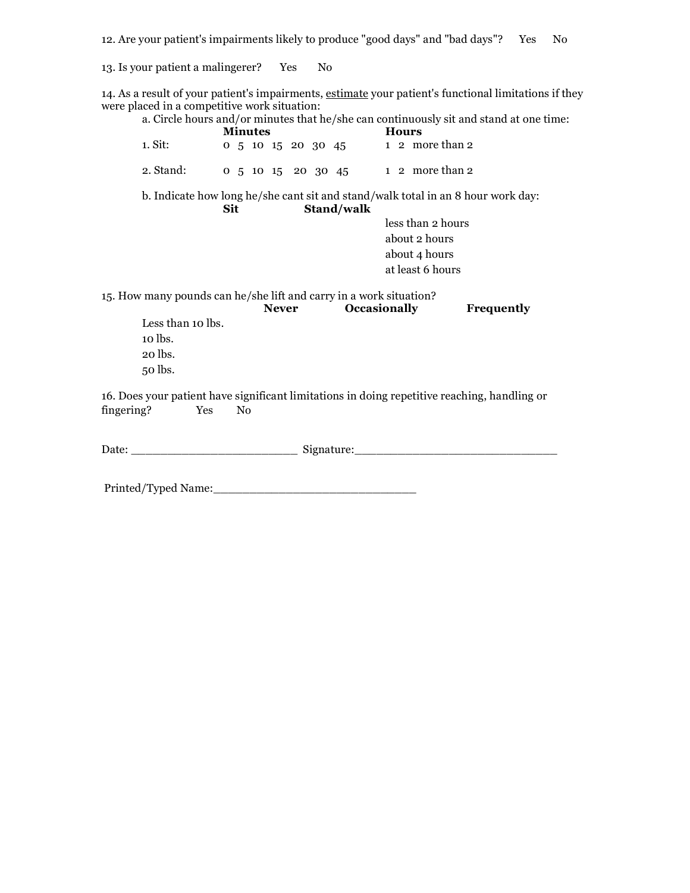12. Are your patient's impairments likely to produce "good days" and "bad days"? Yes No

13. Is your patient a malingerer? Yes No

14. As a result of your patient's impairments, estimate your patient's functional limitations if they were placed in a competitive work situation:

a. Circle hours and/or minutes that he/she can continuously sit and stand at one time:

| | Minutes | Hours |
|---|---|---|
| 1. Sit: | 0 5 10 15 20 30 45 | 1 2 more than 2 |
| 2. Stand: | 0 5 10 15 20 30 45 | 1 2 more than 2 |

b. Indicate how long he/she cant sit and stand/walk total in an 8 hour work day:

| Sit | Stand/walk | |
|---|---|---|
| | | less than 2 hours |
| | | about 2 hours |
| | | about 4 hours |
| | | at least 6 hours |

15. How many pounds can he/she lift and carry in a work situation?

| | Never | Occasionally | Frequently |
|---|---|---|---|
| Less than 10 lbs. | | | |
| 10 lbs. | | | |
| 20 lbs. | | | |
| 50 lbs. | | | |

16. Does your patient have significant limitations in doing repetitive reaching, handling or fingering? Yes No

Date: ________________________ Signature:______________________________

Printed/Typed Name:______________________________